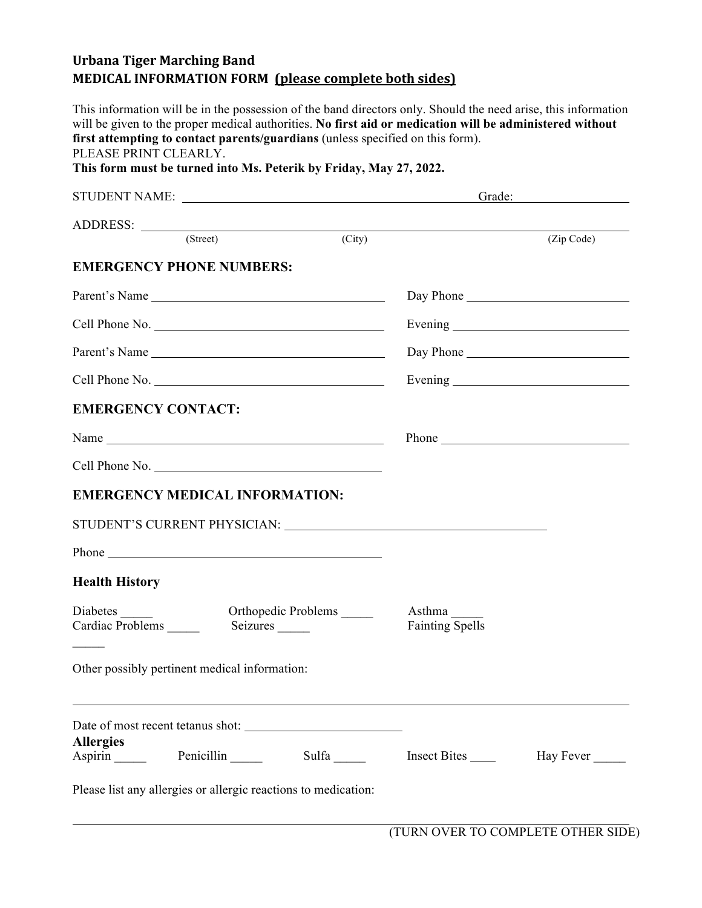# Urbana Tiger Marching Band

## MEDICAL INFORMATION FORM (please complete both sides)

This information will be in the possession of the band directors only. Should the need arise, this information will be given to the proper medical authorities. **No first aid or medication will be administered without first attempting to contact parents/guardians** (unless specified on this form).
PLEASE PRINT CLEARLY.
**This form must be turned into Ms. Peterik by Friday, May 27, 2022.**

STUDENT NAME: ______________________________ Grade: __________

ADDRESS: ____________________________________________
(Street) (City) (Zip Code)

### EMERGENCY PHONE NUMBERS:

Parent's Name ______________________ Day Phone ______________

Cell Phone No. ______________________ Evening ______________

Parent's Name ______________________ Day Phone ______________

Cell Phone No. ______________________ Evening ______________

### EMERGENCY CONTACT:

Name ______________________ Phone ______________

Cell Phone No. ______________________

### EMERGENCY MEDICAL INFORMATION:

STUDENT'S CURRENT PHYSICIAN: ______________________

Phone ______________________

### Health History

Diabetes _____ Orthopedic Problems _____ Asthma _____
Cardiac Problems _____ Seizures _____ Fainting Spells _____

Other possibly pertinent medical information:

______________________________________________

Date of most recent tetanus shot: ______________

**Allergies**
Aspirin _____ Penicillin _____ Sulfa _____ Insect Bites ____ Hay Fever _____

Please list any allergies or allergic reactions to medication:

______________________________________________

(TURN OVER TO COMPLETE OTHER SIDE)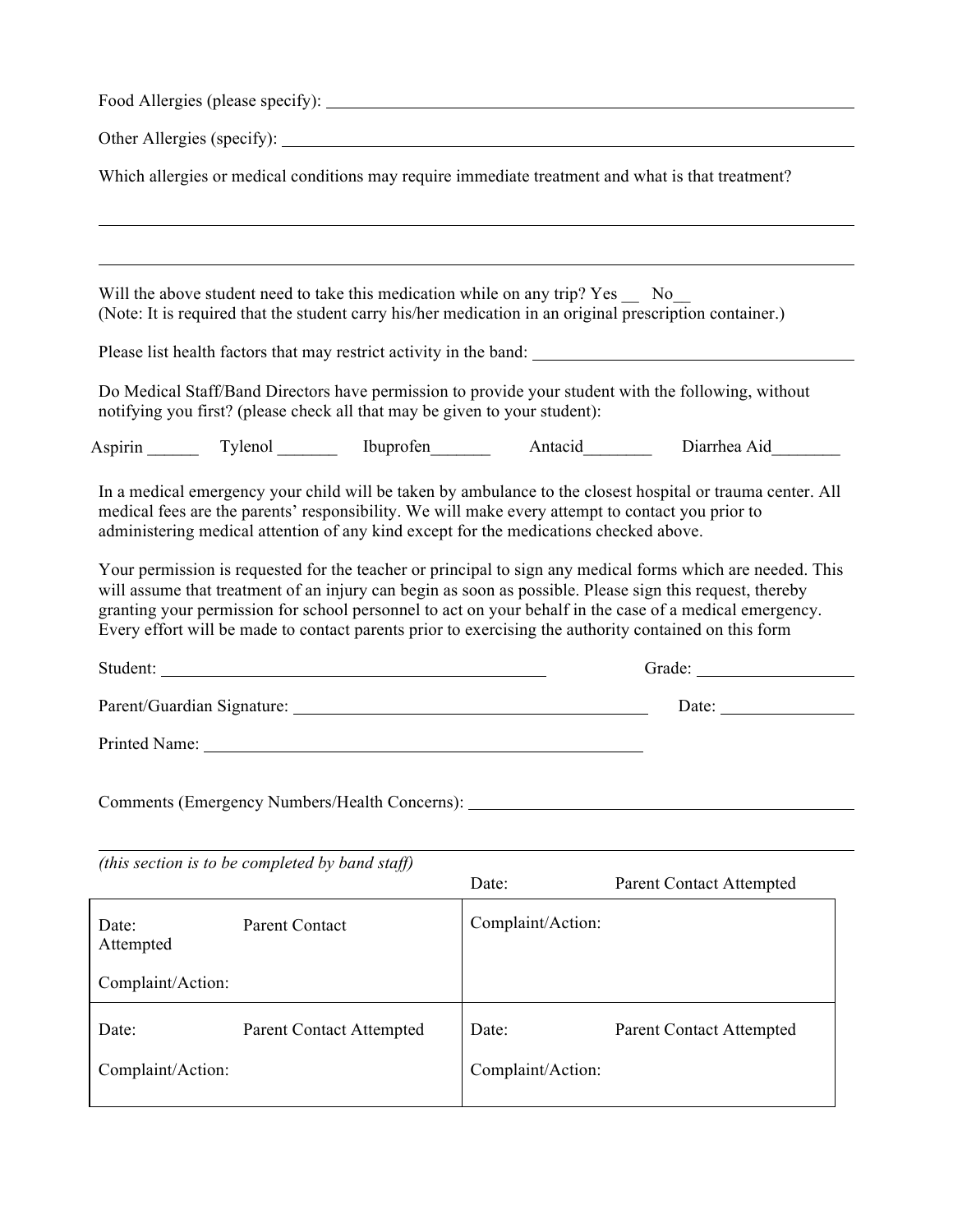Food Allergies (please specify): ____________________________________________

Other Allergies (specify): ____________________________________________

Which allergies or medical conditions may require immediate treatment and what is that treatment?

____________________________________________

____________________________________________

Will the above student need to take this medication while on any trip? Yes __ No__
(Note: It is required that the student carry his/her medication in an original prescription container.)

Please list health factors that may restrict activity in the band: ____________________________

Do Medical Staff/Band Directors have permission to provide your student with the following, without notifying you first? (please check all that may be given to your student):

Aspirin ______ Tylenol _______ Ibuprofen_______ Antacid________ Diarrhea Aid________

In a medical emergency your child will be taken by ambulance to the closest hospital or trauma center. All medical fees are the parents' responsibility. We will make every attempt to contact you prior to administering medical attention of any kind except for the medications checked above.

Your permission is requested for the teacher or principal to sign any medical forms which are needed. This will assume that treatment of an injury can begin as soon as possible. Please sign this request, thereby granting your permission for school personnel to act on your behalf in the case of a medical emergency. Every effort will be made to contact parents prior to exercising the authority contained on this form

Student: ______________________________ Grade: ______________

Parent/Guardian Signature: ______________________________ Date: ______________

Printed Name: ______________________________

Comments (Emergency Numbers/Health Concerns): ______________________________

____________________________________________

*(this section is to be completed by band staff)*

| | |
|---|---|
| Date: Parent Contact Attempted<br><br>Complaint/Action: | Date: Parent Contact Attempted<br><br>Complaint/Action: |
| Date: Parent Contact Attempted<br><br>Complaint/Action: | Date: Parent Contact Attempted<br><br>Complaint/Action: |